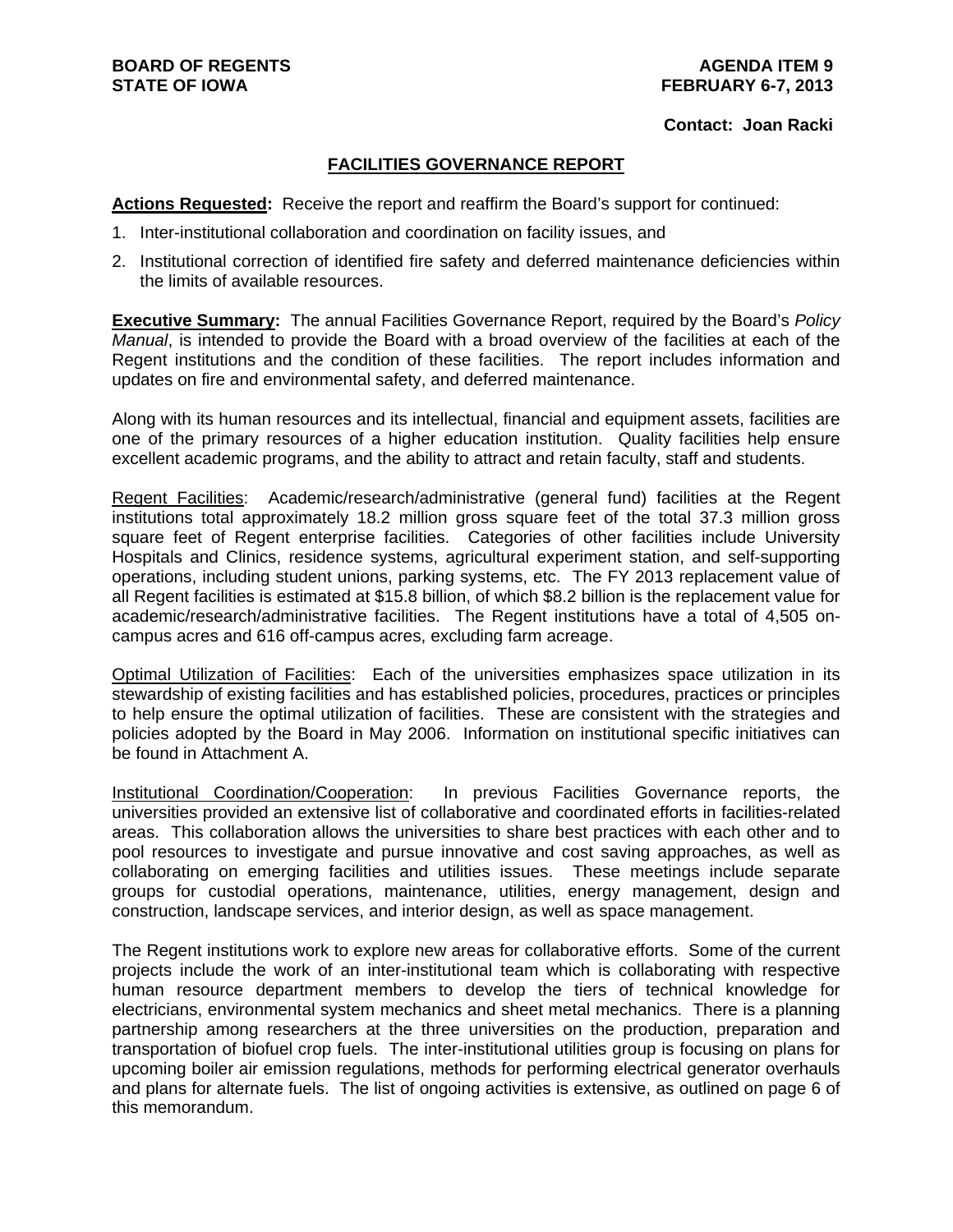**BOARD OF REGENTS**
**STATE OF IOWA**

**AGENDA ITEM 9**
**FEBRUARY 6-7, 2013**

**Contact: Joan Racki**

## FACILITIES GOVERNANCE REPORT

**Actions Requested:** Receive the report and reaffirm the Board's support for continued:

1. Inter-institutional collaboration and coordination on facility issues, and
2. Institutional correction of identified fire safety and deferred maintenance deficiencies within the limits of available resources.

**Executive Summary:** The annual Facilities Governance Report, required by the Board's *Policy Manual*, is intended to provide the Board with a broad overview of the facilities at each of the Regent institutions and the condition of these facilities. The report includes information and updates on fire and environmental safety, and deferred maintenance.

Along with its human resources and its intellectual, financial and equipment assets, facilities are one of the primary resources of a higher education institution. Quality facilities help ensure excellent academic programs, and the ability to attract and retain faculty, staff and students.

Regent Facilities: Academic/research/administrative (general fund) facilities at the Regent institutions total approximately 18.2 million gross square feet of the total 37.3 million gross square feet of Regent enterprise facilities. Categories of other facilities include University Hospitals and Clinics, residence systems, agricultural experiment station, and self-supporting operations, including student unions, parking systems, etc. The FY 2013 replacement value of all Regent facilities is estimated at \$15.8 billion, of which \$8.2 billion is the replacement value for academic/research/administrative facilities. The Regent institutions have a total of 4,505 on-campus acres and 616 off-campus acres, excluding farm acreage.

Optimal Utilization of Facilities: Each of the universities emphasizes space utilization in its stewardship of existing facilities and has established policies, procedures, practices or principles to help ensure the optimal utilization of facilities. These are consistent with the strategies and policies adopted by the Board in May 2006. Information on institutional specific initiatives can be found in Attachment A.

Institutional Coordination/Cooperation: In previous Facilities Governance reports, the universities provided an extensive list of collaborative and coordinated efforts in facilities-related areas. This collaboration allows the universities to share best practices with each other and to pool resources to investigate and pursue innovative and cost saving approaches, as well as collaborating on emerging facilities and utilities issues. These meetings include separate groups for custodial operations, maintenance, utilities, energy management, design and construction, landscape services, and interior design, as well as space management.

The Regent institutions work to explore new areas for collaborative efforts. Some of the current projects include the work of an inter-institutional team which is collaborating with respective human resource department members to develop the tiers of technical knowledge for electricians, environmental system mechanics and sheet metal mechanics. There is a planning partnership among researchers at the three universities on the production, preparation and transportation of biofuel crop fuels. The inter-institutional utilities group is focusing on plans for upcoming boiler air emission regulations, methods for performing electrical generator overhauls and plans for alternate fuels. The list of ongoing activities is extensive, as outlined on page 6 of this memorandum.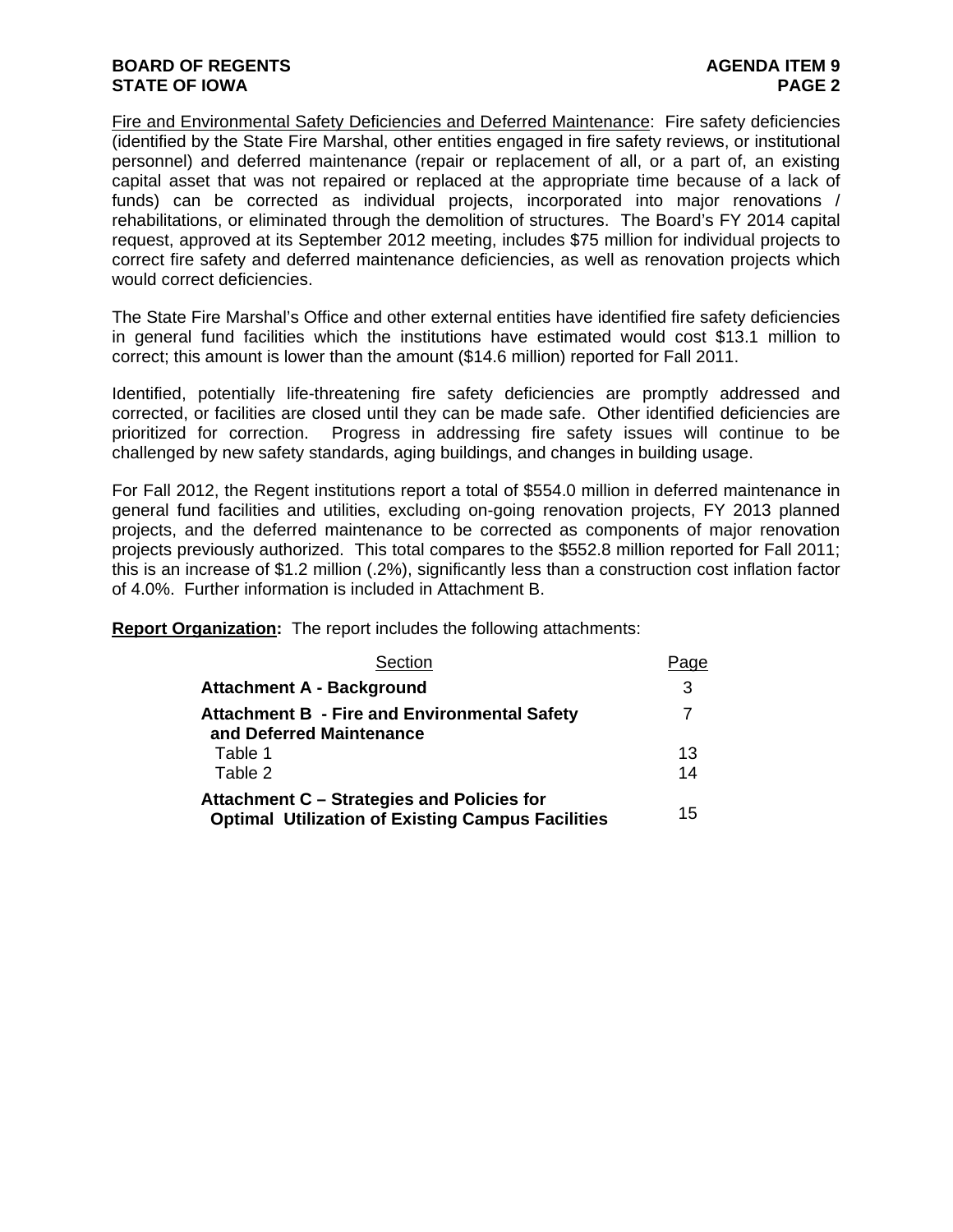Fire and Environmental Safety Deficiencies and Deferred Maintenance: Fire safety deficiencies (identified by the State Fire Marshal, other entities engaged in fire safety reviews, or institutional personnel) and deferred maintenance (repair or replacement of all, or a part of, an existing capital asset that was not repaired or replaced at the appropriate time because of a lack of funds) can be corrected as individual projects, incorporated into major renovations / rehabilitations, or eliminated through the demolition of structures. The Board's FY 2014 capital request, approved at its September 2012 meeting, includes $75 million for individual projects to correct fire safety and deferred maintenance deficiencies, as well as renovation projects which would correct deficiencies.

The State Fire Marshal's Office and other external entities have identified fire safety deficiencies in general fund facilities which the institutions have estimated would cost $13.1 million to correct; this amount is lower than the amount ($14.6 million) reported for Fall 2011.

Identified, potentially life-threatening fire safety deficiencies are promptly addressed and corrected, or facilities are closed until they can be made safe. Other identified deficiencies are prioritized for correction. Progress in addressing fire safety issues will continue to be challenged by new safety standards, aging buildings, and changes in building usage.

For Fall 2012, the Regent institutions report a total of $554.0 million in deferred maintenance in general fund facilities and utilities, excluding on-going renovation projects, FY 2013 planned projects, and the deferred maintenance to be corrected as components of major renovation projects previously authorized. This total compares to the $552.8 million reported for Fall 2011; this is an increase of $1.2 million (.2%), significantly less than a construction cost inflation factor of 4.0%. Further information is included in Attachment B.

**Report Organization:** The report includes the following attachments:

| Section | Page |
|---|---|
| **Attachment A - Background** | 3 |
| **Attachment B - Fire and Environmental Safety and Deferred Maintenance** | 7 |
| Table 1 | 13 |
| Table 2 | 14 |
| **Attachment C – Strategies and Policies for Optimal Utilization of Existing Campus Facilities** | 15 |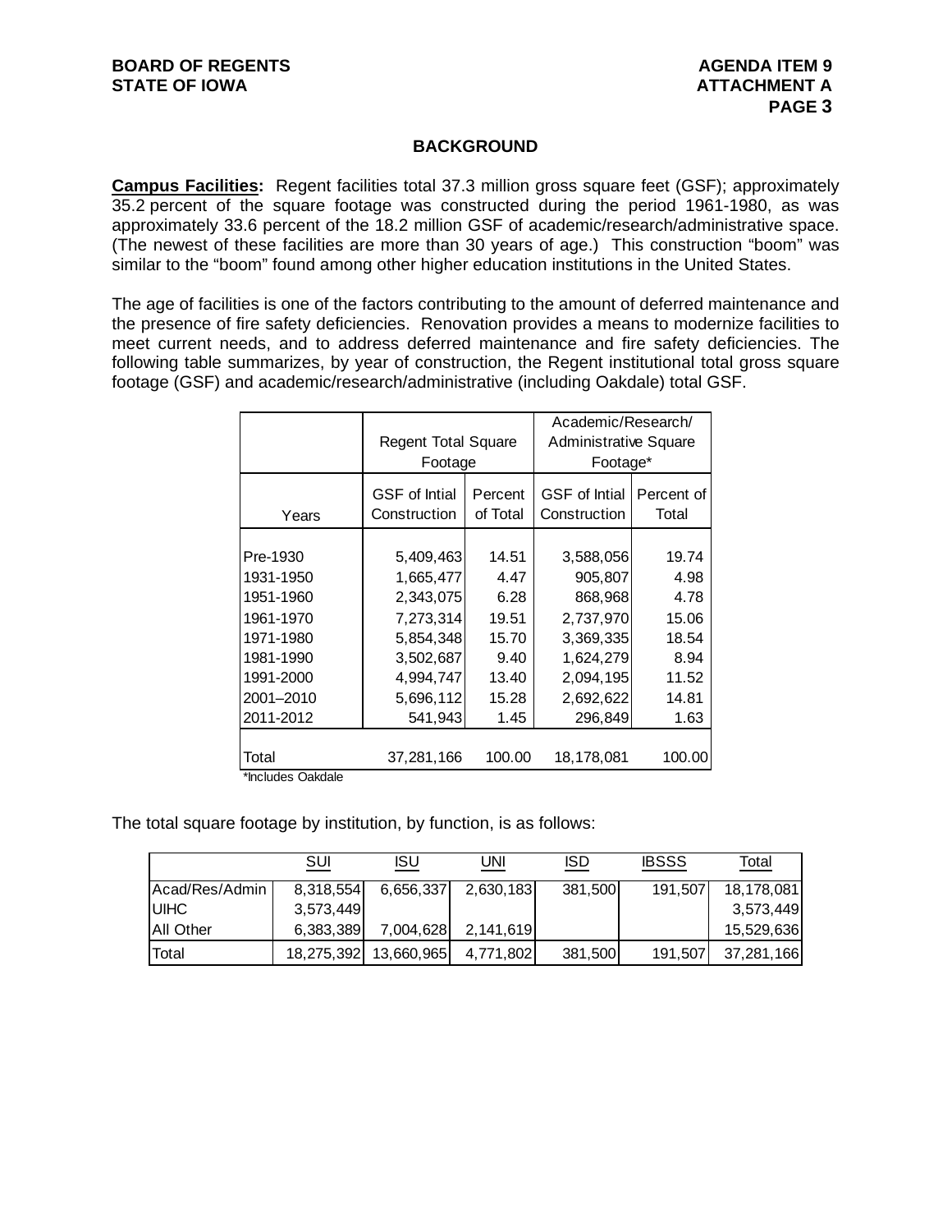## BACKGROUND

**Campus Facilities:** Regent facilities total 37.3 million gross square feet (GSF); approximately 35.2 percent of the square footage was constructed during the period 1961-1980, as was approximately 33.6 percent of the 18.2 million GSF of academic/research/administrative space. (The newest of these facilities are more than 30 years of age.) This construction "boom" was similar to the "boom" found among other higher education institutions in the United States.

The age of facilities is one of the factors contributing to the amount of deferred maintenance and the presence of fire safety deficiencies. Renovation provides a means to modernize facilities to meet current needs, and to address deferred maintenance and fire safety deficiencies. The following table summarizes, by year of construction, the Regent institutional total gross square footage (GSF) and academic/research/administrative (including Oakdale) total GSF.

| | Regent Total Square Footage | | Academic/Research/ Administrative Square Footage* | |
|---|---|---|---|---|
| Years | GSF of Intial Construction | Percent of Total | GSF of Intial Construction | Percent of Total |
| Pre-1930 | 5,409,463 | 14.51 | 3,588,056 | 19.74 |
| 1931-1950 | 1,665,477 | 4.47 | 905,807 | 4.98 |
| 1951-1960 | 2,343,075 | 6.28 | 868,968 | 4.78 |
| 1961-1970 | 7,273,314 | 19.51 | 2,737,970 | 15.06 |
| 1971-1980 | 5,854,348 | 15.70 | 3,369,335 | 18.54 |
| 1981-1990 | 3,502,687 | 9.40 | 1,624,279 | 8.94 |
| 1991-2000 | 4,994,747 | 13.40 | 2,094,195 | 11.52 |
| 2001–2010 | 5,696,112 | 15.28 | 2,692,622 | 14.81 |
| 2011-2012 | 541,943 | 1.45 | 296,849 | 1.63 |
| Total | 37,281,166 | 100.00 | 18,178,081 | 100.00 |

*Includes Oakdale

The total square footage by institution, by function, is as follows:

| | SUI | ISU | UNI | ISD | IBSSS | Total |
|---|---|---|---|---|---|---|
| Acad/Res/Admin | 8,318,554 | 6,656,337 | 2,630,183 | 381,500 | 191,507 | 18,178,081 |
| UIHC | 3,573,449 | | | | | 3,573,449 |
| All Other | 6,383,389 | 7,004,628 | 2,141,619 | | | 15,529,636 |
| Total | 18,275,392 | 13,660,965 | 4,771,802 | 381,500 | 191,507 | 37,281,166 |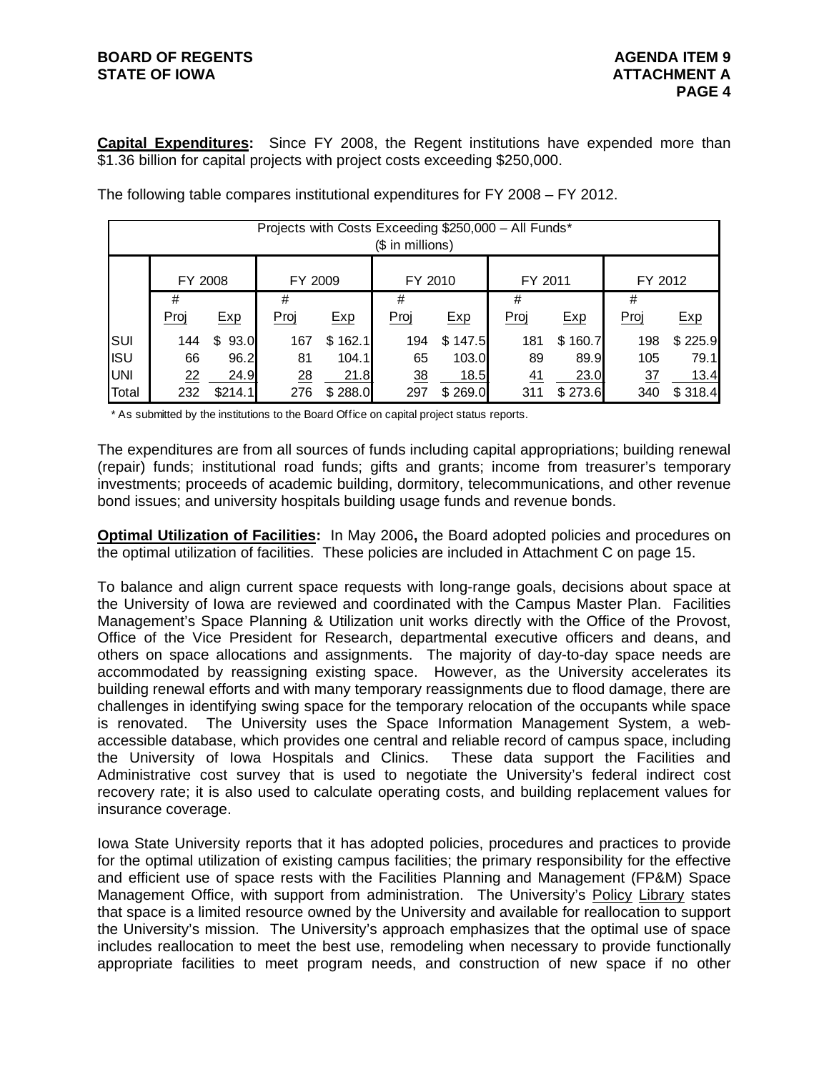**Capital Expenditures:** Since FY 2008, the Regent institutions have expended more than $1.36 billion for capital projects with project costs exceeding $250,000.

The following table compares institutional expenditures for FY 2008 – FY 2012.

Projects with Costs Exceeding $250,000 – All Funds* ($ in millions)

| | FY 2008 | | FY 2009 | | FY 2010 | | FY 2011 | | FY 2012 | |
|---|---|---|---|---|---|---|---|---|---|---|
| | # Proj | Exp | # Proj | Exp | # Proj | Exp | # Proj | Exp | # Proj | Exp |
| SUI | 144 | $ 93.0 | 167 | $ 162.1 | 194 | $ 147.5 | 181 | $ 160.7 | 198 | $ 225.9 |
| ISU | 66 | 96.2 | 81 | 104.1 | 65 | 103.0 | 89 | 89.9 | 105 | 79.1 |
| UNI | 22 | 24.9 | 28 | 21.8 | 38 | 18.5 | 41 | 23.0 | 37 | 13.4 |
| Total | 232 | $214.1 | 276 | $ 288.0 | 297 | $ 269.0 | 311 | $ 273.6 | 340 | $ 318.4 |

* As submitted by the institutions to the Board Office on capital project status reports.

The expenditures are from all sources of funds including capital appropriations; building renewal (repair) funds; institutional road funds; gifts and grants; income from treasurer's temporary investments; proceeds of academic building, dormitory, telecommunications, and other revenue bond issues; and university hospitals building usage funds and revenue bonds.

**Optimal Utilization of Facilities:** In May 2006**,** the Board adopted policies and procedures on the optimal utilization of facilities. These policies are included in Attachment C on page 15.

To balance and align current space requests with long-range goals, decisions about space at the University of Iowa are reviewed and coordinated with the Campus Master Plan. Facilities Management's Space Planning & Utilization unit works directly with the Office of the Provost, Office of the Vice President for Research, departmental executive officers and deans, and others on space allocations and assignments. The majority of day-to-day space needs are accommodated by reassigning existing space. However, as the University accelerates its building renewal efforts and with many temporary reassignments due to flood damage, there are challenges in identifying swing space for the temporary relocation of the occupants while space is renovated. The University uses the Space Information Management System, a web-accessible database, which provides one central and reliable record of campus space, including the University of Iowa Hospitals and Clinics. These data support the Facilities and Administrative cost survey that is used to negotiate the University's federal indirect cost recovery rate; it is also used to calculate operating costs, and building replacement values for insurance coverage.

Iowa State University reports that it has adopted policies, procedures and practices to provide for the optimal utilization of existing campus facilities; the primary responsibility for the effective and efficient use of space rests with the Facilities Planning and Management (FP&M) Space Management Office, with support from administration. The University's Policy Library states that space is a limited resource owned by the University and available for reallocation to support the University's mission. The University's approach emphasizes that the optimal use of space includes reallocation to meet the best use, remodeling when necessary to provide functionally appropriate facilities to meet program needs, and construction of new space if no other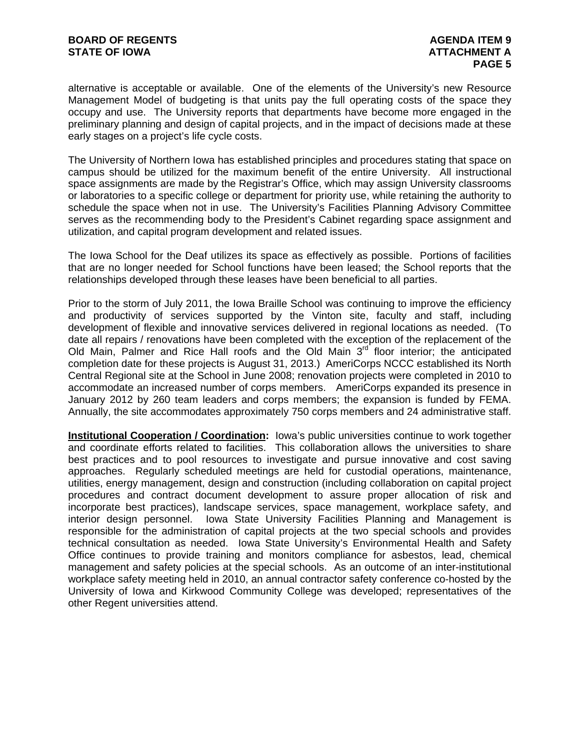alternative is acceptable or available. One of the elements of the University's new Resource Management Model of budgeting is that units pay the full operating costs of the space they occupy and use. The University reports that departments have become more engaged in the preliminary planning and design of capital projects, and in the impact of decisions made at these early stages on a project's life cycle costs.

The University of Northern Iowa has established principles and procedures stating that space on campus should be utilized for the maximum benefit of the entire University. All instructional space assignments are made by the Registrar's Office, which may assign University classrooms or laboratories to a specific college or department for priority use, while retaining the authority to schedule the space when not in use. The University's Facilities Planning Advisory Committee serves as the recommending body to the President's Cabinet regarding space assignment and utilization, and capital program development and related issues.

The Iowa School for the Deaf utilizes its space as effectively as possible. Portions of facilities that are no longer needed for School functions have been leased; the School reports that the relationships developed through these leases have been beneficial to all parties.

Prior to the storm of July 2011, the Iowa Braille School was continuing to improve the efficiency and productivity of services supported by the Vinton site, faculty and staff, including development of flexible and innovative services delivered in regional locations as needed. (To date all repairs / renovations have been completed with the exception of the replacement of the Old Main, Palmer and Rice Hall roofs and the Old Main 3rd floor interior; the anticipated completion date for these projects is August 31, 2013.) AmeriCorps NCCC established its North Central Regional site at the School in June 2008; renovation projects were completed in 2010 to accommodate an increased number of corps members. AmeriCorps expanded its presence in January 2012 by 260 team leaders and corps members; the expansion is funded by FEMA. Annually, the site accommodates approximately 750 corps members and 24 administrative staff.

**Institutional Cooperation / Coordination:** Iowa's public universities continue to work together and coordinate efforts related to facilities. This collaboration allows the universities to share best practices and to pool resources to investigate and pursue innovative and cost saving approaches. Regularly scheduled meetings are held for custodial operations, maintenance, utilities, energy management, design and construction (including collaboration on capital project procedures and contract document development to assure proper allocation of risk and incorporate best practices), landscape services, space management, workplace safety, and interior design personnel. Iowa State University Facilities Planning and Management is responsible for the administration of capital projects at the two special schools and provides technical consultation as needed. Iowa State University's Environmental Health and Safety Office continues to provide training and monitors compliance for asbestos, lead, chemical management and safety policies at the special schools. As an outcome of an inter-institutional workplace safety meeting held in 2010, an annual contractor safety conference co-hosted by the University of Iowa and Kirkwood Community College was developed; representatives of the other Regent universities attend.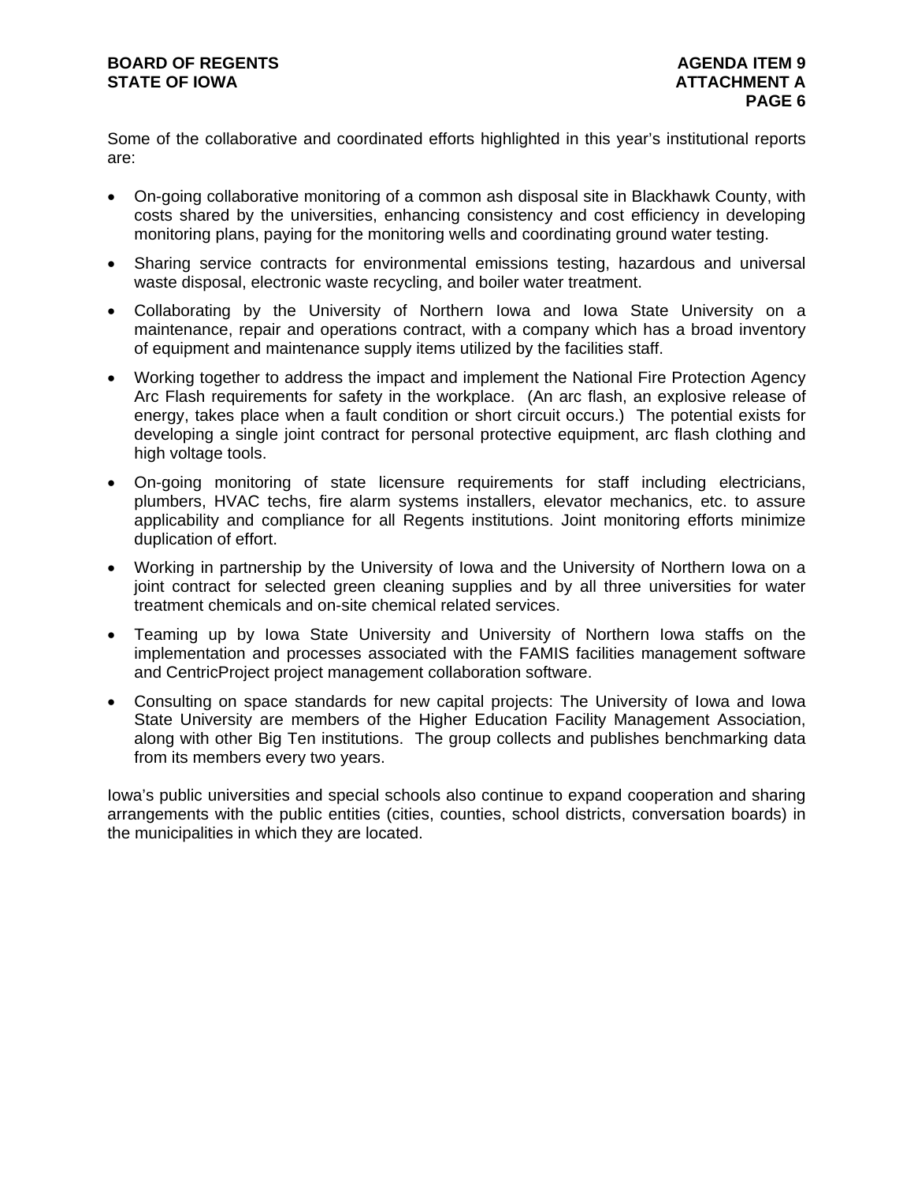Some of the collaborative and coordinated efforts highlighted in this year's institutional reports are:

- On-going collaborative monitoring of a common ash disposal site in Blackhawk County, with costs shared by the universities, enhancing consistency and cost efficiency in developing monitoring plans, paying for the monitoring wells and coordinating ground water testing.
- Sharing service contracts for environmental emissions testing, hazardous and universal waste disposal, electronic waste recycling, and boiler water treatment.
- Collaborating by the University of Northern Iowa and Iowa State University on a maintenance, repair and operations contract, with a company which has a broad inventory of equipment and maintenance supply items utilized by the facilities staff.
- Working together to address the impact and implement the National Fire Protection Agency Arc Flash requirements for safety in the workplace. (An arc flash, an explosive release of energy, takes place when a fault condition or short circuit occurs.) The potential exists for developing a single joint contract for personal protective equipment, arc flash clothing and high voltage tools.
- On-going monitoring of state licensure requirements for staff including electricians, plumbers, HVAC techs, fire alarm systems installers, elevator mechanics, etc. to assure applicability and compliance for all Regents institutions. Joint monitoring efforts minimize duplication of effort.
- Working in partnership by the University of Iowa and the University of Northern Iowa on a joint contract for selected green cleaning supplies and by all three universities for water treatment chemicals and on-site chemical related services.
- Teaming up by Iowa State University and University of Northern Iowa staffs on the implementation and processes associated with the FAMIS facilities management software and CentricProject project management collaboration software.
- Consulting on space standards for new capital projects: The University of Iowa and Iowa State University are members of the Higher Education Facility Management Association, along with other Big Ten institutions. The group collects and publishes benchmarking data from its members every two years.

Iowa's public universities and special schools also continue to expand cooperation and sharing arrangements with the public entities (cities, counties, school districts, conversation boards) in the municipalities in which they are located.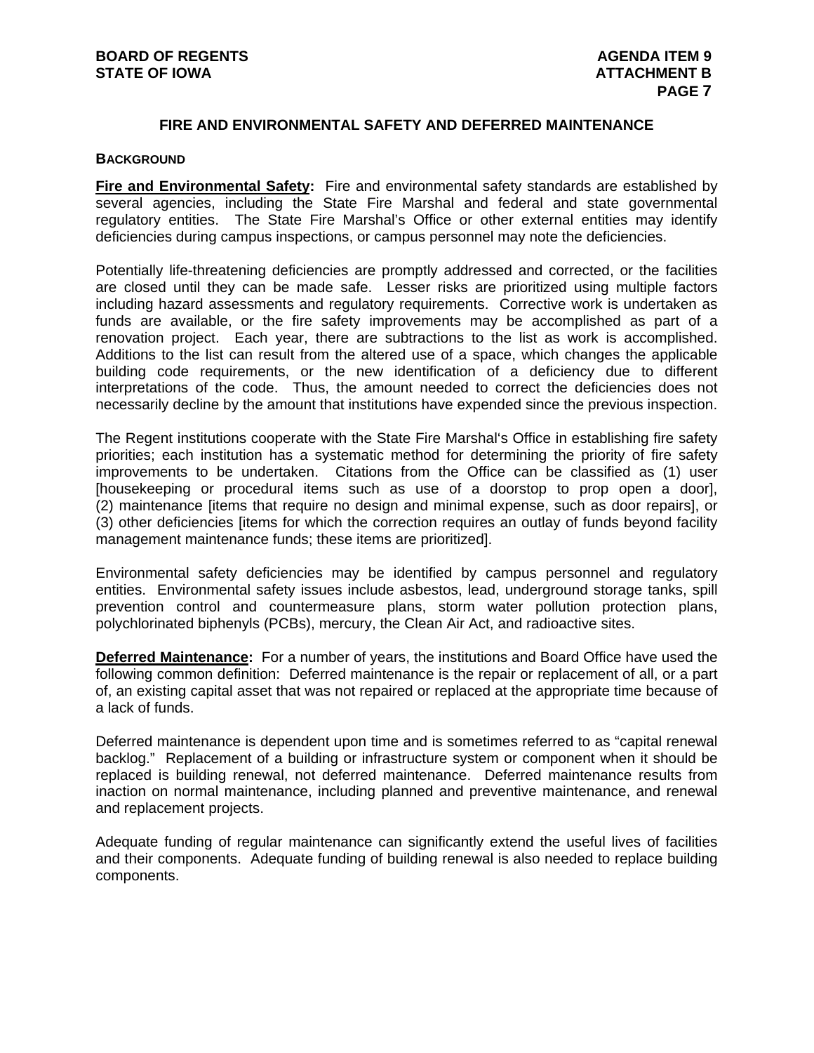## FIRE AND ENVIRONMENTAL SAFETY AND DEFERRED MAINTENANCE

### BACKGROUND

**Fire and Environmental Safety:** Fire and environmental safety standards are established by several agencies, including the State Fire Marshal and federal and state governmental regulatory entities. The State Fire Marshal's Office or other external entities may identify deficiencies during campus inspections, or campus personnel may note the deficiencies.

Potentially life-threatening deficiencies are promptly addressed and corrected, or the facilities are closed until they can be made safe. Lesser risks are prioritized using multiple factors including hazard assessments and regulatory requirements. Corrective work is undertaken as funds are available, or the fire safety improvements may be accomplished as part of a renovation project. Each year, there are subtractions to the list as work is accomplished. Additions to the list can result from the altered use of a space, which changes the applicable building code requirements, or the new identification of a deficiency due to different interpretations of the code. Thus, the amount needed to correct the deficiencies does not necessarily decline by the amount that institutions have expended since the previous inspection.

The Regent institutions cooperate with the State Fire Marshal's Office in establishing fire safety priorities; each institution has a systematic method for determining the priority of fire safety improvements to be undertaken. Citations from the Office can be classified as (1) user [housekeeping or procedural items such as use of a doorstop to prop open a door], (2) maintenance [items that require no design and minimal expense, such as door repairs], or (3) other deficiencies [items for which the correction requires an outlay of funds beyond facility management maintenance funds; these items are prioritized].

Environmental safety deficiencies may be identified by campus personnel and regulatory entities. Environmental safety issues include asbestos, lead, underground storage tanks, spill prevention control and countermeasure plans, storm water pollution protection plans, polychlorinated biphenyls (PCBs), mercury, the Clean Air Act, and radioactive sites.

**Deferred Maintenance:** For a number of years, the institutions and Board Office have used the following common definition: Deferred maintenance is the repair or replacement of all, or a part of, an existing capital asset that was not repaired or replaced at the appropriate time because of a lack of funds.

Deferred maintenance is dependent upon time and is sometimes referred to as "capital renewal backlog." Replacement of a building or infrastructure system or component when it should be replaced is building renewal, not deferred maintenance. Deferred maintenance results from inaction on normal maintenance, including planned and preventive maintenance, and renewal and replacement projects.

Adequate funding of regular maintenance can significantly extend the useful lives of facilities and their components. Adequate funding of building renewal is also needed to replace building components.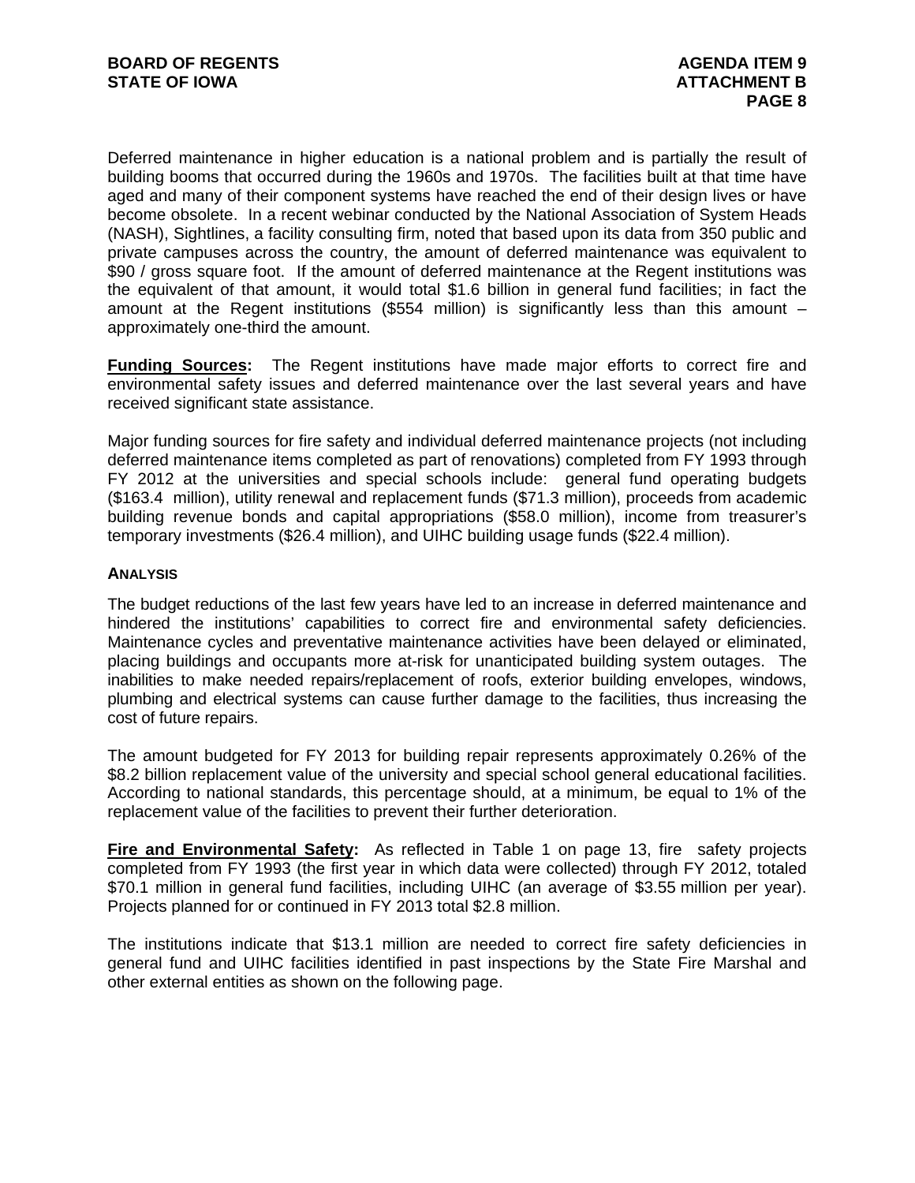Deferred maintenance in higher education is a national problem and is partially the result of building booms that occurred during the 1960s and 1970s. The facilities built at that time have aged and many of their component systems have reached the end of their design lives or have become obsolete. In a recent webinar conducted by the National Association of System Heads (NASH), Sightlines, a facility consulting firm, noted that based upon its data from 350 public and private campuses across the country, the amount of deferred maintenance was equivalent to $90 / gross square foot. If the amount of deferred maintenance at the Regent institutions was the equivalent of that amount, it would total $1.6 billion in general fund facilities; in fact the amount at the Regent institutions ($554 million) is significantly less than this amount – approximately one-third the amount.

**Funding Sources:** The Regent institutions have made major efforts to correct fire and environmental safety issues and deferred maintenance over the last several years and have received significant state assistance.

Major funding sources for fire safety and individual deferred maintenance projects (not including deferred maintenance items completed as part of renovations) completed from FY 1993 through FY 2012 at the universities and special schools include: general fund operating budgets ($163.4 million), utility renewal and replacement funds ($71.3 million), proceeds from academic building revenue bonds and capital appropriations ($58.0 million), income from treasurer's temporary investments ($26.4 million), and UIHC building usage funds ($22.4 million).

### ANALYSIS

The budget reductions of the last few years have led to an increase in deferred maintenance and hindered the institutions' capabilities to correct fire and environmental safety deficiencies. Maintenance cycles and preventative maintenance activities have been delayed or eliminated, placing buildings and occupants more at-risk for unanticipated building system outages. The inabilities to make needed repairs/replacement of roofs, exterior building envelopes, windows, plumbing and electrical systems can cause further damage to the facilities, thus increasing the cost of future repairs.

The amount budgeted for FY 2013 for building repair represents approximately 0.26% of the $8.2 billion replacement value of the university and special school general educational facilities. According to national standards, this percentage should, at a minimum, be equal to 1% of the replacement value of the facilities to prevent their further deterioration.

**Fire and Environmental Safety:** As reflected in Table 1 on page 13, fire safety projects completed from FY 1993 (the first year in which data were collected) through FY 2012, totaled $70.1 million in general fund facilities, including UIHC (an average of $3.55 million per year). Projects planned for or continued in FY 2013 total $2.8 million.

The institutions indicate that $13.1 million are needed to correct fire safety deficiencies in general fund and UIHC facilities identified in past inspections by the State Fire Marshal and other external entities as shown on the following page.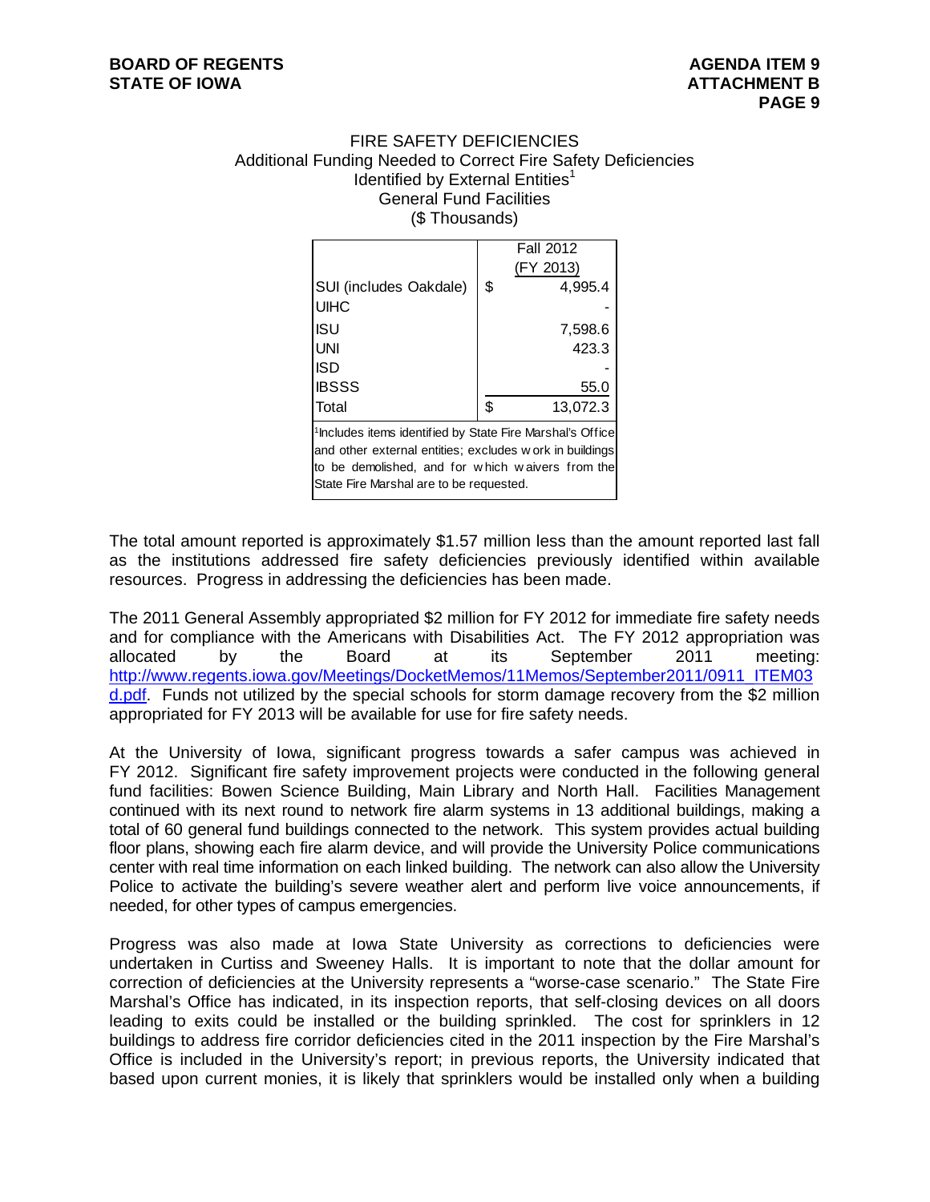FIRE SAFETY DEFICIENCIES
Additional Funding Needed to Correct Fire Safety Deficiencies
Identified by External Entities[1]
General Fund Facilities
($ Thousands)

| | Fall 2012 (FY 2013) |
|---|---|
| SUI (includes Oakdale) | $ 4,995.4 |
| UIHC | - |
| ISU | 7,598.6 |
| UNI | 423.3 |
| ISD | - |
| IBSSS | 55.0 |
| Total | $ 13,072.3 |

[1]Includes items identified by State Fire Marshal's Office and other external entities; excludes work in buildings to be demolished, and for which waivers from the State Fire Marshal are to be requested.

The total amount reported is approximately $1.57 million less than the amount reported last fall as the institutions addressed fire safety deficiencies previously identified within available resources. Progress in addressing the deficiencies has been made.

The 2011 General Assembly appropriated $2 million for FY 2012 for immediate fire safety needs and for compliance with the Americans with Disabilities Act. The FY 2012 appropriation was allocated by the Board at its September 2011 meeting: http://www.regents.iowa.gov/Meetings/DocketMemos/11Memos/September2011/0911_ITEM03d.pdf. Funds not utilized by the special schools for storm damage recovery from the $2 million appropriated for FY 2013 will be available for use for fire safety needs.

At the University of Iowa, significant progress towards a safer campus was achieved in FY 2012. Significant fire safety improvement projects were conducted in the following general fund facilities: Bowen Science Building, Main Library and North Hall. Facilities Management continued with its next round to network fire alarm systems in 13 additional buildings, making a total of 60 general fund buildings connected to the network. This system provides actual building floor plans, showing each fire alarm device, and will provide the University Police communications center with real time information on each linked building. The network can also allow the University Police to activate the building's severe weather alert and perform live voice announcements, if needed, for other types of campus emergencies.

Progress was also made at Iowa State University as corrections to deficiencies were undertaken in Curtiss and Sweeney Halls. It is important to note that the dollar amount for correction of deficiencies at the University represents a "worse-case scenario." The State Fire Marshal's Office has indicated, in its inspection reports, that self-closing devices on all doors leading to exits could be installed or the building sprinkled. The cost for sprinklers in 12 buildings to address fire corridor deficiencies cited in the 2011 inspection by the Fire Marshal's Office is included in the University's report; in previous reports, the University indicated that based upon current monies, it is likely that sprinklers would be installed only when a building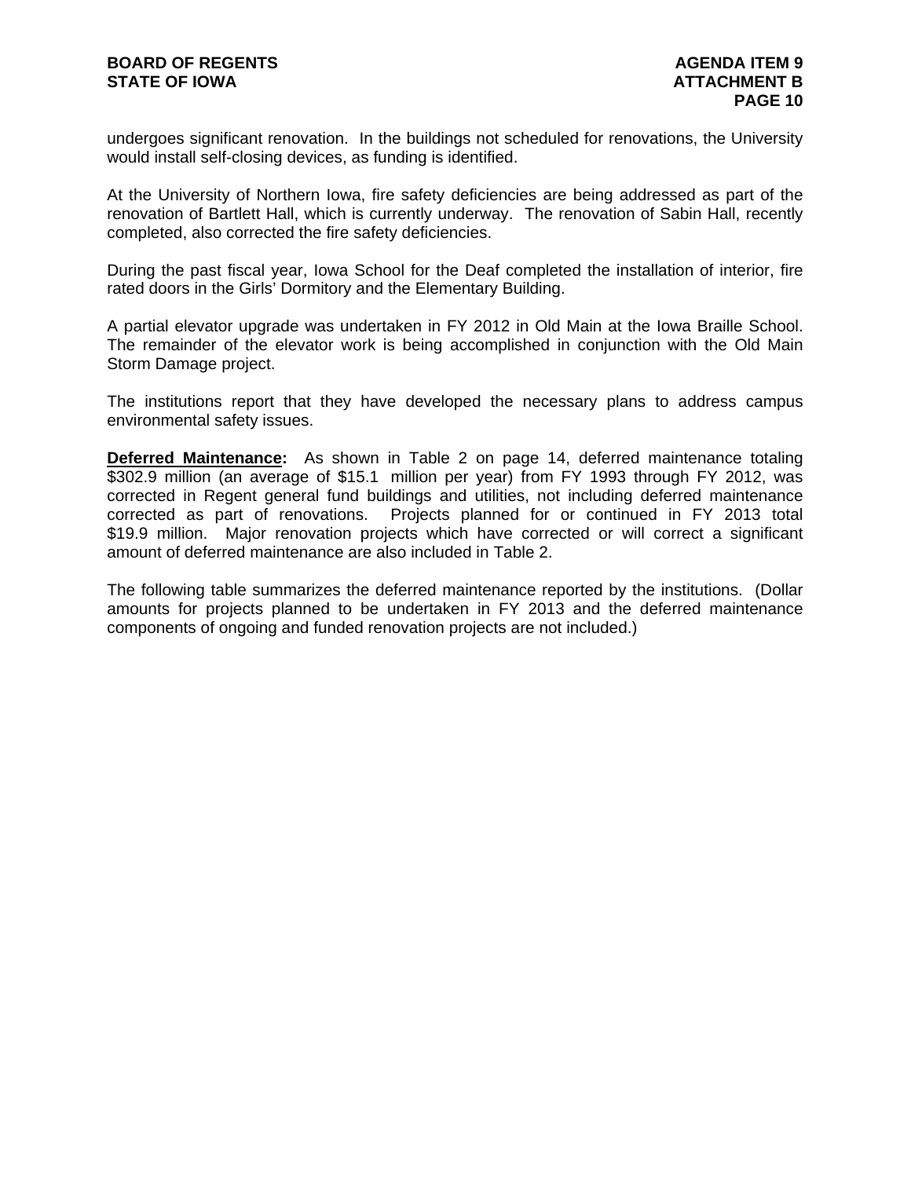undergoes significant renovation. In the buildings not scheduled for renovations, the University would install self-closing devices, as funding is identified.

At the University of Northern Iowa, fire safety deficiencies are being addressed as part of the renovation of Bartlett Hall, which is currently underway. The renovation of Sabin Hall, recently completed, also corrected the fire safety deficiencies.

During the past fiscal year, Iowa School for the Deaf completed the installation of interior, fire rated doors in the Girls' Dormitory and the Elementary Building.

A partial elevator upgrade was undertaken in FY 2012 in Old Main at the Iowa Braille School. The remainder of the elevator work is being accomplished in conjunction with the Old Main Storm Damage project.

The institutions report that they have developed the necessary plans to address campus environmental safety issues.

**Deferred Maintenance:** As shown in Table 2 on page 14, deferred maintenance totaling $302.9 million (an average of $15.1 million per year) from FY 1993 through FY 2012, was corrected in Regent general fund buildings and utilities, not including deferred maintenance corrected as part of renovations. Projects planned for or continued in FY 2013 total $19.9 million. Major renovation projects which have corrected or will correct a significant amount of deferred maintenance are also included in Table 2.

The following table summarizes the deferred maintenance reported by the institutions. (Dollar amounts for projects planned to be undertaken in FY 2013 and the deferred maintenance components of ongoing and funded renovation projects are not included.)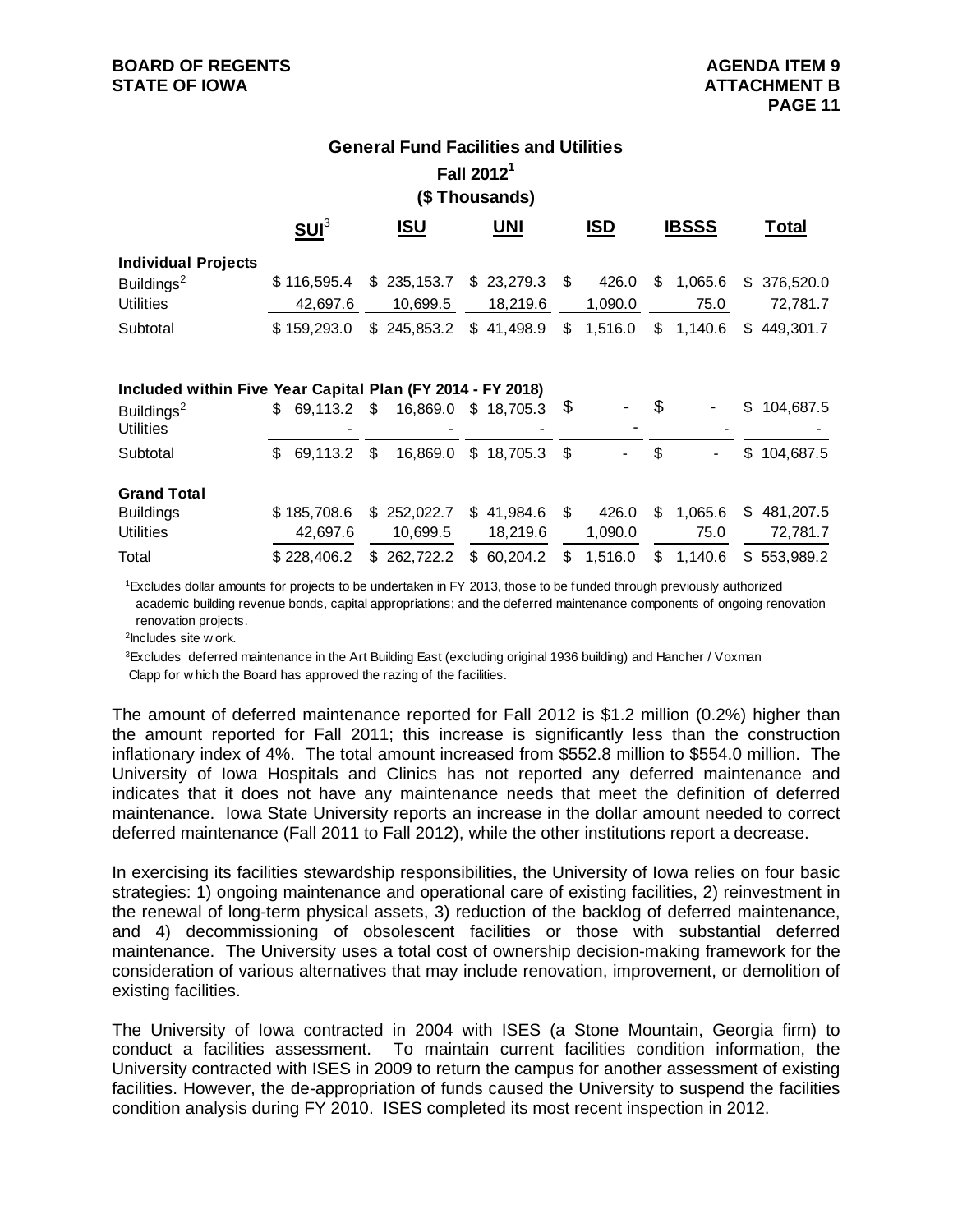## General Fund Facilities and Utilities

### Fall 2012[1]

### ($ Thousands)

| | SUI[3] | ISU | UNI | ISD | IBSSS | Total |
|---|---|---|---|---|---|---|
| **Individual Projects** | | | | | | |
| Buildings[2] | $ 116,595.4 | $ 235,153.7 | $ 23,279.3 | $ 426.0 | $ 1,065.6 | $ 376,520.0 |
| Utilities | 42,697.6 | 10,699.5 | 18,219.6 | 1,090.0 | 75.0 | 72,781.7 |
| Subtotal | $ 159,293.0 | $ 245,853.2 | $ 41,498.9 | $ 1,516.0 | $ 1,140.6 | $ 449,301.7 |
| **Included within Five Year Capital Plan (FY 2014 - FY 2018)** | | | | | | |
| Buildings[2] | $ 69,113.2 | $ 16,869.0 | $ 18,705.3 | $ - | $ - | $ 104,687.5 |
| Utilities | - | - | - | - | - | - |
| Subtotal | $ 69,113.2 | $ 16,869.0 | $ 18,705.3 | $ - | $ - | $ 104,687.5 |
| **Grand Total** | | | | | | |
| Buildings | $ 185,708.6 | $ 252,022.7 | $ 41,984.6 | $ 426.0 | $ 1,065.6 | $ 481,207.5 |
| Utilities | 42,697.6 | 10,699.5 | 18,219.6 | 1,090.0 | 75.0 | 72,781.7 |
| Total | $ 228,406.2 | $ 262,722.2 | $ 60,204.2 | $ 1,516.0 | $ 1,140.6 | $ 553,989.2 |

[1]Excludes dollar amounts for projects to be undertaken in FY 2013, those to be funded through previously authorized academic building revenue bonds, capital appropriations; and the deferred maintenance components of ongoing renovation renovation projects.

[2]Includes site work.

[3]Excludes deferred maintenance in the Art Building East (excluding original 1936 building) and Hancher / Voxman Clapp for which the Board has approved the razing of the facilities.

The amount of deferred maintenance reported for Fall 2012 is $1.2 million (0.2%) higher than the amount reported for Fall 2011; this increase is significantly less than the construction inflationary index of 4%. The total amount increased from $552.8 million to $554.0 million. The University of Iowa Hospitals and Clinics has not reported any deferred maintenance and indicates that it does not have any maintenance needs that meet the definition of deferred maintenance. Iowa State University reports an increase in the dollar amount needed to correct deferred maintenance (Fall 2011 to Fall 2012), while the other institutions report a decrease.

In exercising its facilities stewardship responsibilities, the University of Iowa relies on four basic strategies: 1) ongoing maintenance and operational care of existing facilities, 2) reinvestment in the renewal of long-term physical assets, 3) reduction of the backlog of deferred maintenance, and 4) decommissioning of obsolescent facilities or those with substantial deferred maintenance. The University uses a total cost of ownership decision-making framework for the consideration of various alternatives that may include renovation, improvement, or demolition of existing facilities.

The University of Iowa contracted in 2004 with ISES (a Stone Mountain, Georgia firm) to conduct a facilities assessment. To maintain current facilities condition information, the University contracted with ISES in 2009 to return the campus for another assessment of existing facilities. However, the de-appropriation of funds caused the University to suspend the facilities condition analysis during FY 2010. ISES completed its most recent inspection in 2012.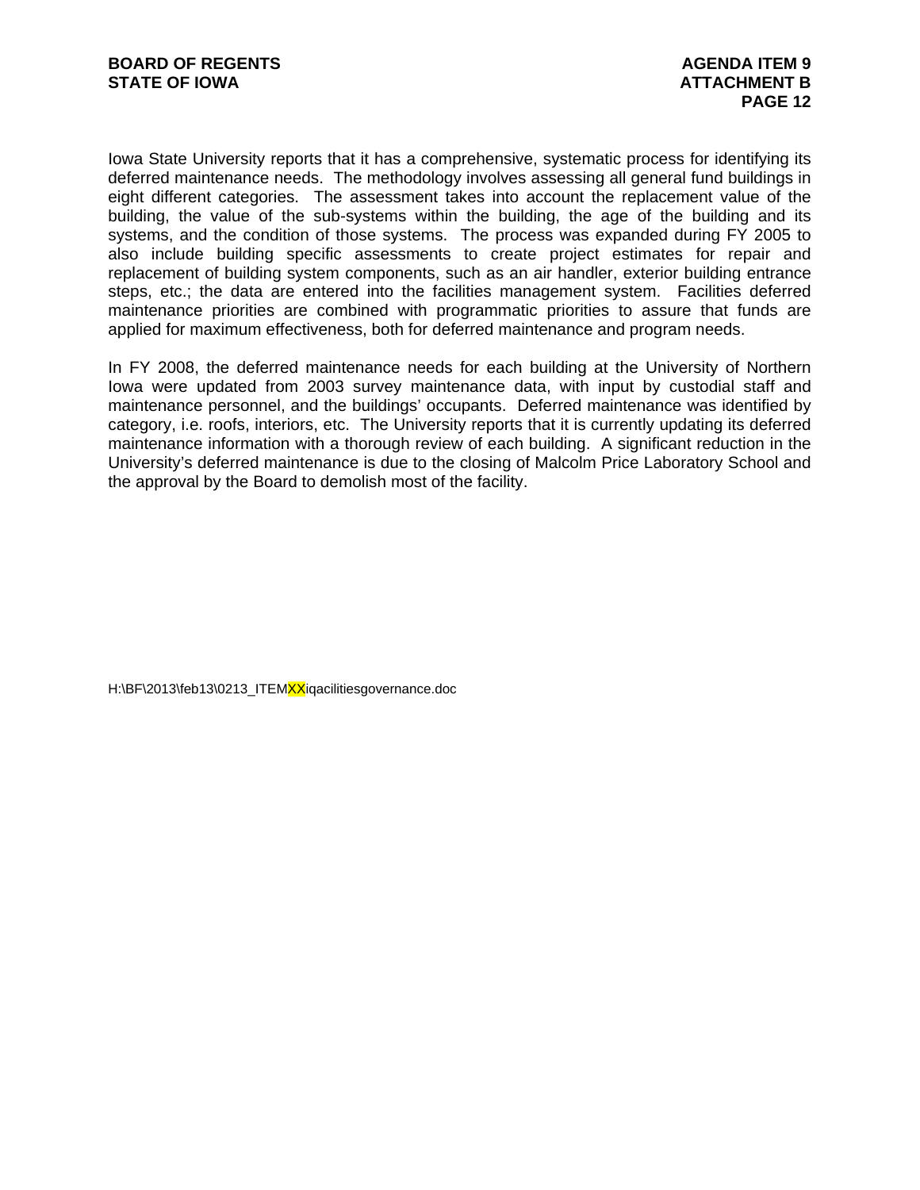Iowa State University reports that it has a comprehensive, systematic process for identifying its deferred maintenance needs. The methodology involves assessing all general fund buildings in eight different categories. The assessment takes into account the replacement value of the building, the value of the sub-systems within the building, the age of the building and its systems, and the condition of those systems. The process was expanded during FY 2005 to also include building specific assessments to create project estimates for repair and replacement of building system components, such as an air handler, exterior building entrance steps, etc.; the data are entered into the facilities management system. Facilities deferred maintenance priorities are combined with programmatic priorities to assure that funds are applied for maximum effectiveness, both for deferred maintenance and program needs.

In FY 2008, the deferred maintenance needs for each building at the University of Northern Iowa were updated from 2003 survey maintenance data, with input by custodial staff and maintenance personnel, and the buildings' occupants. Deferred maintenance was identified by category, i.e. roofs, interiors, etc. The University reports that it is currently updating its deferred maintenance information with a thorough review of each building. A significant reduction in the University's deferred maintenance is due to the closing of Malcolm Price Laboratory School and the approval by the Board to demolish most of the facility.

H:\BF\2013\feb13\0213_ITEMXXiqacilitiesgovernance.doc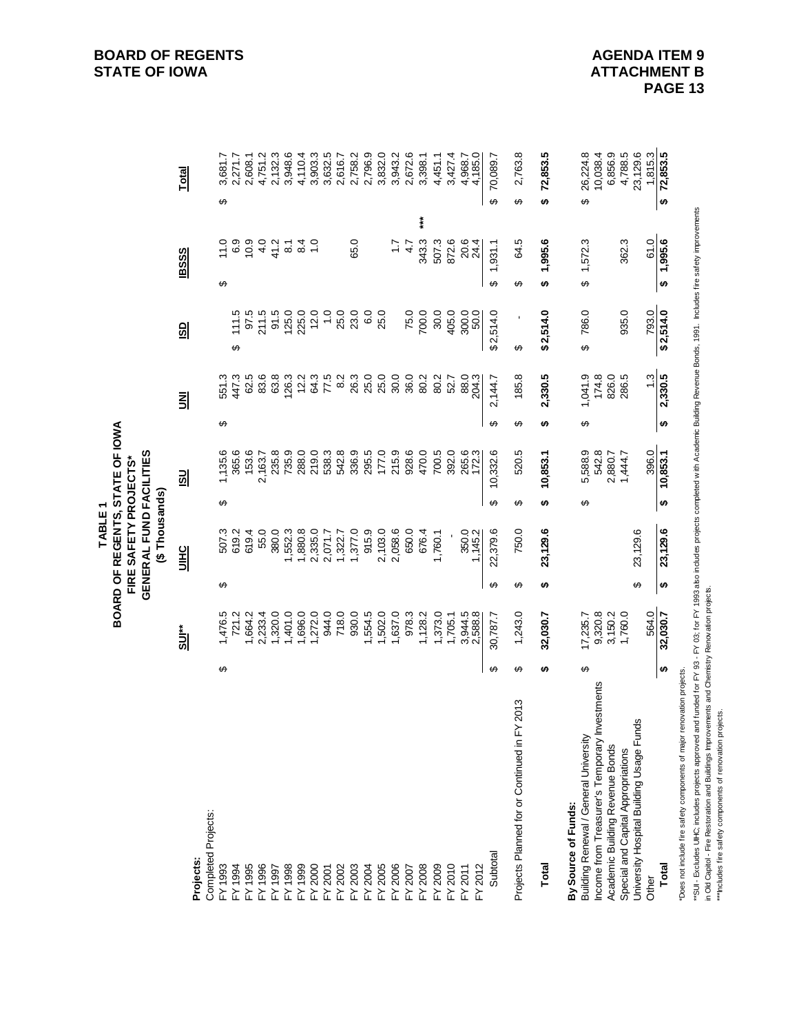## TABLE 1
## BOARD OF REGENTS, STATE OF IOWA
## FIRE SAFETY PROJECTS*
## GENERAL FUND FACILITIES
## ($ Thousands)

| | SUI** | UIHC | ISU | UNI | ISD | IBSSS | Total |
|---|---|---|---|---|---|---|---|
| **Projects:** | | | | | | | |
| Completed Projects: | | | | | | | |
| FY 1993 | $ 1,476.5 | $ 507.3 | $ 1,135.6 | $ 551.3 | | $ 11.0 | $ 3,681.7 |
| FY 1994 | 721.2 | 619.2 | 365.6 | 447.3 | $ 111.5 | 6.9 | 2,271.7 |
| FY 1995 | 1,664.2 | 619.4 | 153.6 | 62.5 | 97.5 | 10.9 | 2,608.1 |
| FY 1996 | 2,233.4 | 55.0 | 2,163.7 | 83.6 | 211.5 | 4.0 | 4,751.2 |
| FY 1997 | 1,320.0 | 380.0 | 235.8 | 63.8 | 91.5 | 41.2 | 2,132.3 |
| FY 1998 | 1,401.0 | 1,552.3 | 735.9 | 126.3 | 125.0 | 8.1 | 3,948.6 |
| FY 1999 | 1,696.0 | 1,880.8 | 288.0 | 12.2 | 225.0 | 8.4 | 4,110.4 |
| FY 2000 | 1,272.0 | 2,335.0 | 219.0 | 64.3 | 12.0 | 1.0 | 3,903.3 |
| FY 2001 | 944.0 | 2,071.7 | 538.3 | 77.5 | 1.0 | | 3,632.5 |
| FY 2002 | 718.0 | 1,322.7 | 542.8 | 8.2 | 25.0 | | 2,616.7 |
| FY 2003 | 930.0 | 1,377.0 | 336.9 | 26.3 | 23.0 | 65.0 | 2,758.2 |
| FY 2004 | 1,554.5 | 915.9 | 295.5 | 25.0 | 6.0 | | 2,796.9 |
| FY 2005 | 1,502.0 | 2,103.0 | 177.0 | 25.0 | 25.0 | | 3,832.0 |
| FY 2006 | 1,637.0 | 2,058.6 | 215.9 | 30.0 | | 1.7 | 3,943.2 |
| FY 2007 | 978.3 | 650.0 | 928.6 | 36.0 | 75.0 | 4.7 | 2,672.6 |
| FY 2008 | 1,128.2 | 676.4 | 470.0 | 80.2 | 700.0 | 343.3 *** | 3,398.1 |
| FY 2009 | 1,373.0 | 1,760.1 | 700.5 | 80.2 | 30.0 | 507.3 | 4,451.1 |
| FY 2010 | 1,705.1 | - | 392.0 | 52.7 | 405.0 | 872.6 | 3,427.4 |
| FY 2011 | 3,944.5 | 350.0 | 265.6 | 88.0 | 300.0 | 20.6 | 4,968.7 |
| FY 2012 | 2,588.8 | 1,145.2 | 172.3 | 204.3 | 50.0 | 24.4 | 4,185.0 |
| Subtotal | $ 30,787.7 | $ 22,379.6 | $ 10,332.6 | $ 2,144.7 | $ 2,514.0 | $ 1,931.1 | $ 70,089.7 |
| Projects Planned for or Continued in FY 2013 | $ 1,243.0 | $ 750.0 | $ 520.5 | $ 185.8 | $ - | $ 64.5 | $ 2,763.8 |
| **Total** | **$ 32,030.7** | **$ 23,129.6** | **$ 10,853.1** | **$ 2,330.5** | **$ 2,514.0** | **$ 1,995.6** | **$ 72,853.5** |
| **By Source of Funds:** | | | | | | | |
| Building Renewal / General University | $ 17,235.7 | | $ 5,588.9 | $ 1,041.9 | $ 786.0 | $ 1,572.3 | $ 26,224.8 |
| Income from Treasurer's Temporary Investments | 9,320.8 | | 542.8 | 174.8 | | | 10,038.4 |
| Academic Building Revenue Bonds | 3,150.2 | | 2,880.7 | 826.0 | | | 6,856.9 |
| Special and Capital Appropriations | 1,760.0 | | 1,444.7 | 286.5 | 935.0 | 362.3 | 4,788.5 |
| University Hospital Building Usage Funds | | $ 23,129.6 | | | | | 23,129.6 |
| Other | 564.0 | | 396.0 | 1.3 | 793.0 | 61.0 | 1,815.3 |
| **Total** | **$ 32,030.7** | **$ 23,129.6** | **$ 10,853.1** | **$ 2,330.5** | **$ 2,514.0** | **$ 1,995.6** | **$ 72,853.5** |

*Does not include fire safety components of major renovation projects.

**SUI - Excludes UIHC; includes projects approved and funded for FY 93 - FY 03; for FY 1993 also includes projects completed with Academic Building Revenue Bonds, 1991. Includes fire safety improvements in Old Capitol - Fire Restoration and Buildings Improvements and Chemistry Renovation projects.

***Includes fire safety components of renovation projects.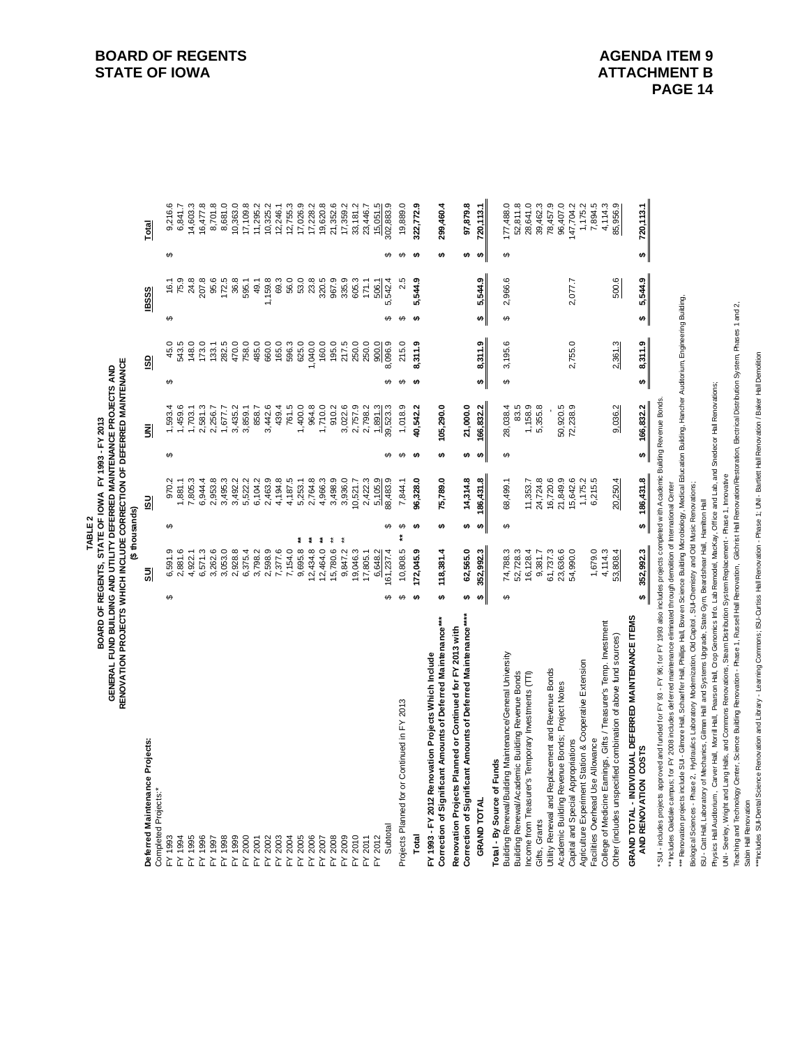BOARD OF REGENTS
STATE OF IOWA

AGENDA ITEM 9
ATTACHMENT B

**TABLE 2**
**BOARD OF REGENTS, STATE OF IOWA FY 1993 - FY 2013**
**GENERAL FUND BUILDING AND UTILITY DEFERRED MAINTENANCE PROJECTS AND**
**RENOVATION PROJECTS WHICH INCLUDE CORRECTION OF DEFERRED MAINTENANCE**
**($ thousands)**

| | SUI | ISU | UNI | ISD | IBSSS | Total |
|---|---|---|---|---|---|---|
| **Deferred Maintenance Projects:** | | | | | | |
| Completed Projects:* | | | | | | |
| FY 1993 | $ 6,591.9 | $ 970.2 | $ 1,593.4 | $ 45.0 | $ 16.1 | $ 9,216.6 |
| FY 1994 | 2,881.6 | 1,881.1 | 1,459.6 | 543.5 | 75.9 | 6,841.7 |
| FY 1995 | 4,922.1 | 7,805.3 | 1,703.1 | 148.0 | 24.8 | 14,603.3 |
| FY 1996 | 6,571.3 | 6,944.4 | 2,581.3 | 173.0 | 207.8 | 16,477.8 |
| FY 1997 | 3,262.6 | 2,953.8 | 2,256.7 | 133.1 | 95.6 | 8,701.8 |
| FY 1998 | 3,053.0 | 3,495.3 | 1,677.7 | 282.5 | 172.5 | 8,681.0 |
| FY 1999 | 2,928.8 | 3,492.2 | 3,435.2 | 470.0 | 36.8 | 10,363.0 |
| FY 2000 | 6,375.4 | 5,522.2 | 3,859.1 | 758.0 | 595.1 | 17,109.8 |
| FY 2001 | 3,798.2 | 6,104.2 | 858.7 | 485.0 | 49.1 | 11,295.2 |
| FY 2002 | 2,598.9 | 2,463.9 | 3,442.6 | 660.0 | 1,159.8 | 10,325.2 |
| FY 2003 | 7,377.6 | 4,194.8 | 439.4 | 165.0 | 69.3 | 12,246.1 |
| FY 2004 | 7,154.0 | 4,187.5 | 761.5 | 596.3 | 56.0 | 12,755.3 |
| FY 2005 | 9,695.8 ** | 5,253.1 | 1,400.0 | 625.0 | 53.0 | 17,026.9 |
| FY 2006 | 12,434.8 ** | 2,764.8 | 964.8 | 1,040.0 | 23.8 | 17,228.2 |
| FY 2007 | 12,464.0 ** | 4,966.3 | 1,710.0 | 160.0 | 320.5 | 19,620.8 |
| FY 2008 | 15,780.6 ** | 3,498.9 | 910.2 | 195.0 | 967.9 | 21,352.6 |
| FY 2009 | 9,847.2 ** | 3,936.0 | 3,022.6 | 217.5 | 335.9 | 17,359.2 |
| FY 2010 | 19,046.3 | 10,521.7 | 2,757.9 | 250.0 | 605.3 | 33,181.2 |
| FY 2011 | 17,805.1 | 2,422.3 | 2,798.2 | 250.0 | 171.1 | 23,446.7 |
| FY 2012 | 6,648.2 | 5,105.9 | 1,891.3 | 900.0 | 506.1 | 15,051.5 |
| Subtotal | $ 161,237.4 | $ 88,483.9 | $ 39,523.3 | $ 8,096.9 | $ 5,542.4 | $ 302,883.9 |
| Projects Planned for or Continued in FY 2013 | $ 10,808.5 ** | $ 7,844.1 | $ 1,018.9 | $ 215.0 | $ 2.5 | $ 19,889.0 |
| **Total** | **$ 172,045.9** | **$ 96,328.0** | **$ 40,542.2** | **$ 8,311.9** | **$ 5,544.9** | **$ 322,772.9** |
| **FY 1993 - FY 2012 Renovation Projects Which Include Correction of Significant Amounts of Deferred Maintenance*** ** | **$ 118,381.4** | **$ 75,789.0** | **$ 105,290.0** | | | **$ 299,460.4** |
| **Renovation Projects Planned or Continued for FY 2013 with Correction of Significant Amounts of Deferred Maintenance***** ** | **$ 62,565.0** | **$ 14,314.8** | **$ 21,000.0** | | | **$ 97,879.8** |
| **GRAND TOTAL** | **$ 352,992.3** | **$ 186,431.8** | **$ 166,832.2** | **$ 8,311.9** | **$ 5,544.9** | **$ 720,113.1** |
| **Total - By Source of Funds** | | | | | | |
| Building Renewal/Building Maintenance/General University | $ 74,788.3 | $ 68,499.1 | $ 28,038.4 | $ 3,195.6 | $ 2,966.6 | $ 177,488.0 |
| Building Renewal/Academic Building Revenue Bonds | 52,728.3 | | 83.5 | | | 52,811.8 |
| Income from Treasurer's Temporary Investments (TTI) | 16,128.4 | 11,353.7 | 1,158.9 | | | 28,641.0 |
| Gifts, Grants | 9,381.7 | 24,724.8 | 5,355.8 | | | 39,462.3 |
| Utility Renewal and Replacement and Revenue Bonds | 61,737.3 | 16,720.6 | - | | | 78,457.9 |
| Academic Building Revenue Bonds; Project Notes | 23,636.6 | 21,849.9 | 50,920.5 | | | 96,407.0 |
| Capital and Special Appropriations | 54,990.0 | 15,642.6 | 72,238.9 | 2,755.0 | 2,077.7 | 147,704.2 |
| Agriculture Experiment Station & Cooperative Extension | | 1,175.2 | | | | 1,175.2 |
| Facilities Overhead Use Allowance | 1,679.0 | 6,215.5 | | | | 7,894.5 |
| College of Medicine Earnings, Gifts / Treasurer's Temp. Investment | 4,114.3 | | | | | 4,114.3 |
| Other (includes unspecified combination of above fund sources) | 53,808.4 | 20,250.4 | 9,036.2 | 2,361.3 | 500.6 | 85,956.9 |
| **GRAND TOTAL - INDIVIDUAL DEFERRED MAINTENANCE ITEMS AND RENOVATION COSTS** | **$ 352,992.3** | **$ 186,431.8** | **$ 166,832.2** | **$ 8,311.9** | **$ 5,544.9** | **$ 720,113.1** |

*SUI - includes projects approved and funded for FY 93 - FY 96; for FY 1993 also includes projects completed with Academic Building Revenue Bonds.

** Includes Oakdale campus; for FY 2008 includes deferred maintenance eliminated through demolition of International Center

*** Renovation projects include SUI - Gilmore Hall, Schaeffer Hall, Phillips Hall, Bowen Science Building Microbiology, Medical Education Building, Hancher Auditorium, Engineering Building, Biological Sciences - Phase 2, Hydraulics Laboratory Modernization, Old Capitol, SUI-Chemistry and Old Music Renovations;
ISU - Catt Hall, Laboratory of Mechanics, Gilman Hall and Systems Upgrade, State Gym, Beardshear Hall, Hamilton Hall
Physics Hall Auditorium, Carver Hall, Morrill Hall, Pearson Hall, Crop Genomics Info. Lab Remodel, MacKay, Office and Lab, and Snedecor Hall Renovations;
UNI - Seerley, Wright and Lang Halls, and Commons Renovations, Steam Distribution System Replacement - Phase 1, Innovative
Teaching and Technology Center, Science Building Renovation - Phase 1, Russell Hall Renovation, Gilchrist Hall Renovation/Restoration, Electrical Distribution System, Phases 1 and 2,
Sabin Hall Renovation

****Includes SUI-Dental Science Renovation and Library - Learning Commons; ISU-Curtiss Hall Renovation - Phase 1; UNI - Bartlett Hall Renovation / Baker Hall Demolition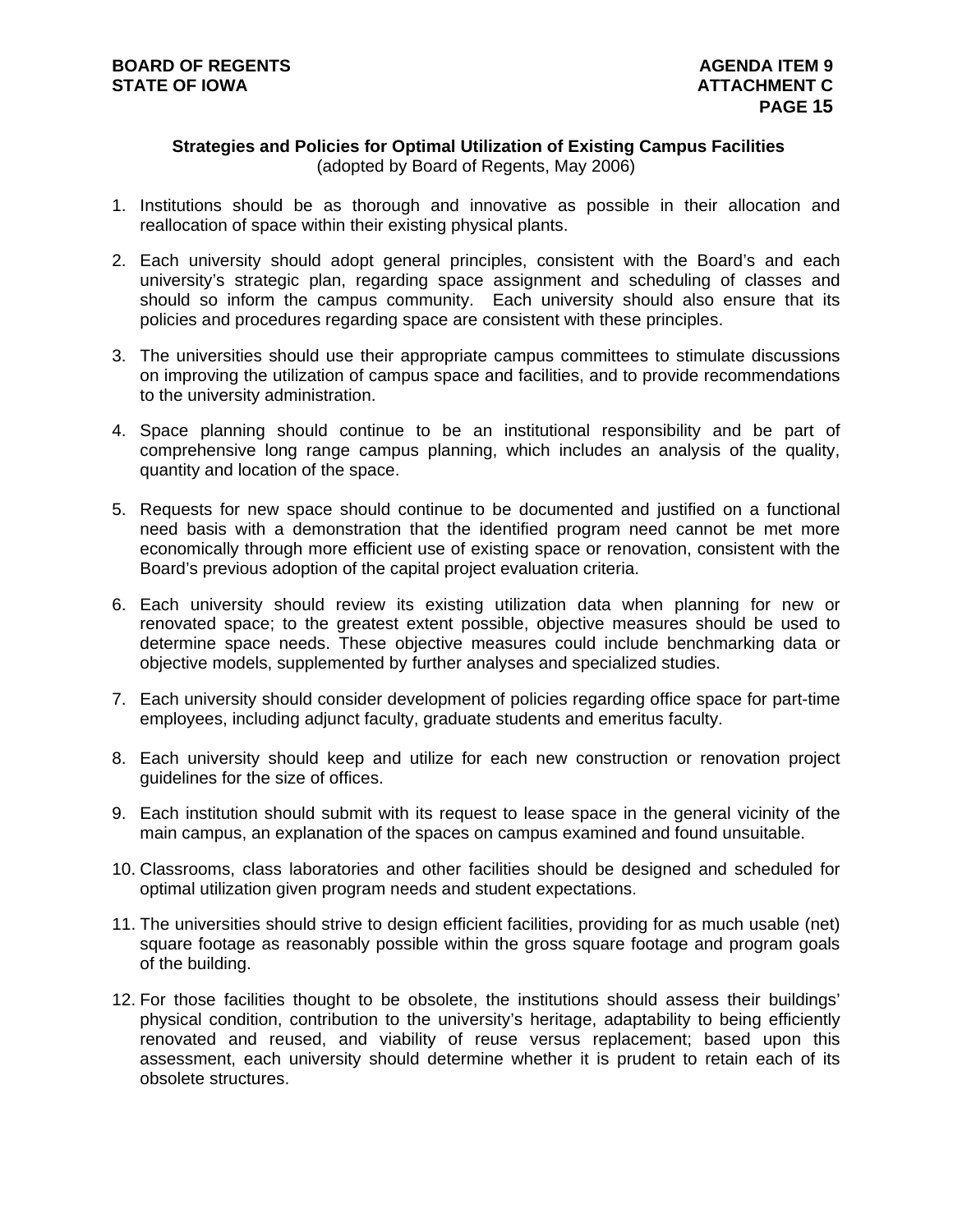**Strategies and Policies for Optimal Utilization of Existing Campus Facilities**
(adopted by Board of Regents, May 2006)

1. Institutions should be as thorough and innovative as possible in their allocation and reallocation of space within their existing physical plants.

2. Each university should adopt general principles, consistent with the Board's and each university's strategic plan, regarding space assignment and scheduling of classes and should so inform the campus community. Each university should also ensure that its policies and procedures regarding space are consistent with these principles.

3. The universities should use their appropriate campus committees to stimulate discussions on improving the utilization of campus space and facilities, and to provide recommendations to the university administration.

4. Space planning should continue to be an institutional responsibility and be part of comprehensive long range campus planning, which includes an analysis of the quality, quantity and location of the space.

5. Requests for new space should continue to be documented and justified on a functional need basis with a demonstration that the identified program need cannot be met more economically through more efficient use of existing space or renovation, consistent with the Board's previous adoption of the capital project evaluation criteria.

6. Each university should review its existing utilization data when planning for new or renovated space; to the greatest extent possible, objective measures should be used to determine space needs. These objective measures could include benchmarking data or objective models, supplemented by further analyses and specialized studies.

7. Each university should consider development of policies regarding office space for part-time employees, including adjunct faculty, graduate students and emeritus faculty.

8. Each university should keep and utilize for each new construction or renovation project guidelines for the size of offices.

9. Each institution should submit with its request to lease space in the general vicinity of the main campus, an explanation of the spaces on campus examined and found unsuitable.

10. Classrooms, class laboratories and other facilities should be designed and scheduled for optimal utilization given program needs and student expectations.

11. The universities should strive to design efficient facilities, providing for as much usable (net) square footage as reasonably possible within the gross square footage and program goals of the building.

12. For those facilities thought to be obsolete, the institutions should assess their buildings' physical condition, contribution to the university's heritage, adaptability to being efficiently renovated and reused, and viability of reuse versus replacement; based upon this assessment, each university should determine whether it is prudent to retain each of its obsolete structures.